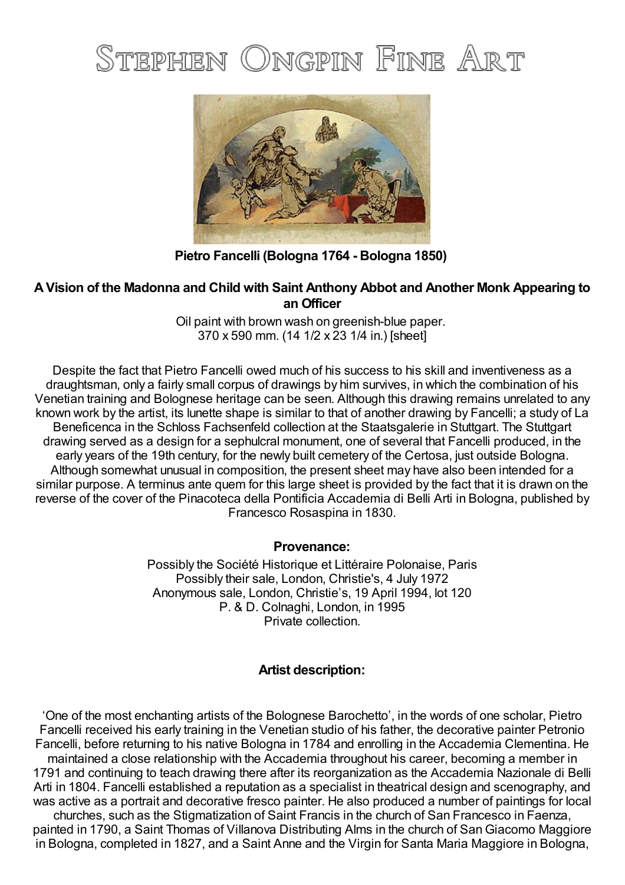# Stephen Ongpin Fine Art

**Pietro Fancelli (Bologna 1764 - Bologna 1850)**

**A Vision of the Madonna and Child with Saint Anthony Abbot and Another Monk Appearing to an Officer**

Oil paint with brown wash on greenish-blue paper.
370 x 590 mm. (14 1/2 x 23 1/4 in.) [sheet]

Despite the fact that Pietro Fancelli owed much of his success to his skill and inventiveness as a draughtsman, only a fairly small corpus of drawings by him survives, in which the combination of his Venetian training and Bolognese heritage can be seen. Although this drawing remains unrelated to any known work by the artist, its lunette shape is similar to that of another drawing by Fancelli; a study of La Beneficenca in the Schloss Fachsenfeld collection at the Staatsgalerie in Stuttgart. The Stuttgart drawing served as a design for a sephulcral monument, one of several that Fancelli produced, in the early years of the 19th century, for the newly built cemetery of the Certosa, just outside Bologna. Although somewhat unusual in composition, the present sheet may have also been intended for a similar purpose. A terminus ante quem for this large sheet is provided by the fact that it is drawn on the reverse of the cover of the Pinacoteca della Pontificia Accademia di Belli Arti in Bologna, published by Francesco Rosaspina in 1830.

**Provenance:**

Possibly the Société Historique et Littéraire Polonaise, Paris
Possibly their sale, London, Christie's, 4 July 1972
Anonymous sale, London, Christie's, 19 April 1994, lot 120
P. & D. Colnaghi, London, in 1995
Private collection.

**Artist description:**

'One of the most enchanting artists of the Bolognese Barochetto', in the words of one scholar, Pietro Fancelli received his early training in the Venetian studio of his father, the decorative painter Petronio Fancelli, before returning to his native Bologna in 1784 and enrolling in the Accademia Clementina. He maintained a close relationship with the Accademia throughout his career, becoming a member in 1791 and continuing to teach drawing there after its reorganization as the Accademia Nazionale di Belli Arti in 1804. Fancelli established a reputation as a specialist in theatrical design and scenography, and was active as a portrait and decorative fresco painter. He also produced a number of paintings for local churches, such as the Stigmatization of Saint Francis in the church of San Francesco in Faenza, painted in 1790, a Saint Thomas of Villanova Distributing Alms in the church of San Giacomo Maggiore in Bologna, completed in 1827, and a Saint Anne and the Virgin for Santa Maria Maggiore in Bologna,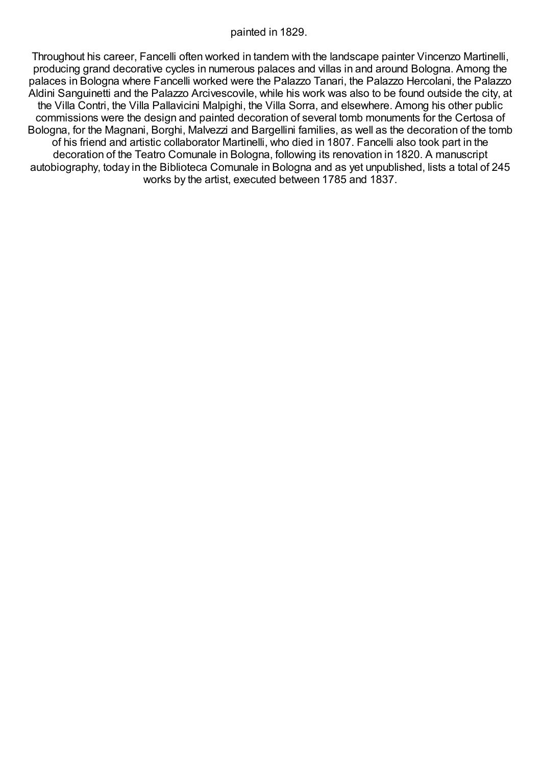painted in 1829.

Throughout his career, Fancelli often worked in tandem with the landscape painter Vincenzo Martinelli, producing grand decorative cycles in numerous palaces and villas in and around Bologna. Among the palaces in Bologna where Fancelli worked were the Palazzo Tanari, the Palazzo Hercolani, the Palazzo Aldini Sanguinetti and the Palazzo Arcivescovile, while his work was also to be found outside the city, at the Villa Contri, the Villa Pallavicini Malpighi, the Villa Sorra, and elsewhere. Among his other public commissions were the design and painted decoration of several tomb monuments for the Certosa of Bologna, for the Magnani, Borghi, Malvezzi and Bargellini families, as well as the decoration of the tomb of his friend and artistic collaborator Martinelli, who died in 1807. Fancelli also took part in the decoration of the Teatro Comunale in Bologna, following its renovation in 1820. A manuscript autobiography, today in the Biblioteca Comunale in Bologna and as yet unpublished, lists a total of 245 works by the artist, executed between 1785 and 1837.